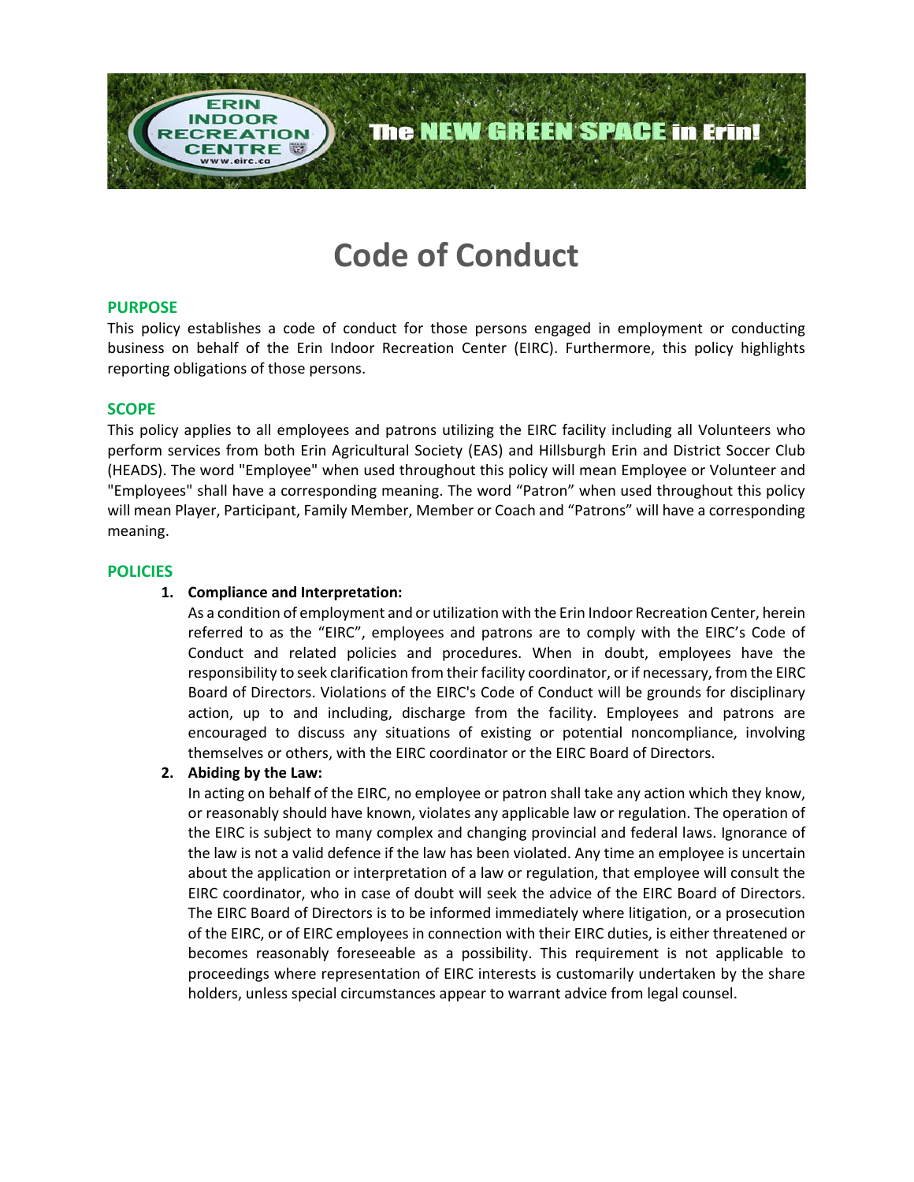# Code of Conduct

## PURPOSE

This policy establishes a code of conduct for those persons engaged in employment or conducting business on behalf of the Erin Indoor Recreation Center (EIRC). Furthermore, this policy highlights reporting obligations of those persons.

## SCOPE

This policy applies to all employees and patrons utilizing the EIRC facility including all Volunteers who perform services from both Erin Agricultural Society (EAS) and Hillsburgh Erin and District Soccer Club (HEADS). The word "Employee" when used throughout this policy will mean Employee or Volunteer and "Employees" shall have a corresponding meaning. The word "Patron" when used throughout this policy will mean Player, Participant, Family Member, Member or Coach and "Patrons" will have a corresponding meaning.

## POLICIES

1. **Compliance and Interpretation:**
   As a condition of employment and or utilization with the Erin Indoor Recreation Center, herein referred to as the "EIRC", employees and patrons are to comply with the EIRC's Code of Conduct and related policies and procedures. When in doubt, employees have the responsibility to seek clarification from their facility coordinator, or if necessary, from the EIRC Board of Directors. Violations of the EIRC's Code of Conduct will be grounds for disciplinary action, up to and including, discharge from the facility. Employees and patrons are encouraged to discuss any situations of existing or potential noncompliance, involving themselves or others, with the EIRC coordinator or the EIRC Board of Directors.

2. **Abiding by the Law:**
   In acting on behalf of the EIRC, no employee or patron shall take any action which they know, or reasonably should have known, violates any applicable law or regulation. The operation of the EIRC is subject to many complex and changing provincial and federal laws. Ignorance of the law is not a valid defence if the law has been violated. Any time an employee is uncertain about the application or interpretation of a law or regulation, that employee will consult the EIRC coordinator, who in case of doubt will seek the advice of the EIRC Board of Directors. The EIRC Board of Directors is to be informed immediately where litigation, or a prosecution of the EIRC, or of EIRC employees in connection with their EIRC duties, is either threatened or becomes reasonably foreseeable as a possibility. This requirement is not applicable to proceedings where representation of EIRC interests is customarily undertaken by the share holders, unless special circumstances appear to warrant advice from legal counsel.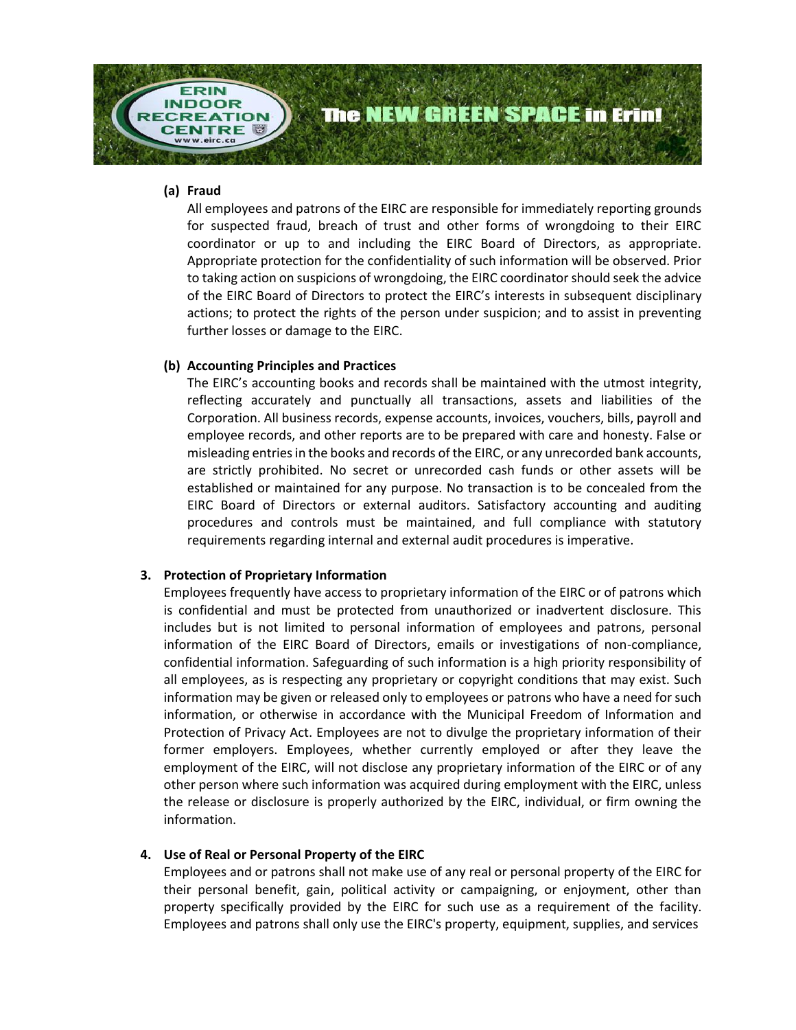**(a) Fraud**

All employees and patrons of the EIRC are responsible for immediately reporting grounds for suspected fraud, breach of trust and other forms of wrongdoing to their EIRC coordinator or up to and including the EIRC Board of Directors, as appropriate. Appropriate protection for the confidentiality of such information will be observed. Prior to taking action on suspicions of wrongdoing, the EIRC coordinator should seek the advice of the EIRC Board of Directors to protect the EIRC's interests in subsequent disciplinary actions; to protect the rights of the person under suspicion; and to assist in preventing further losses or damage to the EIRC.

**(b) Accounting Principles and Practices**

The EIRC's accounting books and records shall be maintained with the utmost integrity, reflecting accurately and punctually all transactions, assets and liabilities of the Corporation. All business records, expense accounts, invoices, vouchers, bills, payroll and employee records, and other reports are to be prepared with care and honesty. False or misleading entries in the books and records of the EIRC, or any unrecorded bank accounts, are strictly prohibited. No secret or unrecorded cash funds or other assets will be established or maintained for any purpose. No transaction is to be concealed from the EIRC Board of Directors or external auditors. Satisfactory accounting and auditing procedures and controls must be maintained, and full compliance with statutory requirements regarding internal and external audit procedures is imperative.

**3. Protection of Proprietary Information**

Employees frequently have access to proprietary information of the EIRC or of patrons which is confidential and must be protected from unauthorized or inadvertent disclosure. This includes but is not limited to personal information of employees and patrons, personal information of the EIRC Board of Directors, emails or investigations of non-compliance, confidential information. Safeguarding of such information is a high priority responsibility of all employees, as is respecting any proprietary or copyright conditions that may exist. Such information may be given or released only to employees or patrons who have a need for such information, or otherwise in accordance with the Municipal Freedom of Information and Protection of Privacy Act. Employees are not to divulge the proprietary information of their former employers. Employees, whether currently employed or after they leave the employment of the EIRC, will not disclose any proprietary information of the EIRC or of any other person where such information was acquired during employment with the EIRC, unless the release or disclosure is properly authorized by the EIRC, individual, or firm owning the information.

**4. Use of Real or Personal Property of the EIRC**

Employees and or patrons shall not make use of any real or personal property of the EIRC for their personal benefit, gain, political activity or campaigning, or enjoyment, other than property specifically provided by the EIRC for such use as a requirement of the facility. Employees and patrons shall only use the EIRC's property, equipment, supplies, and services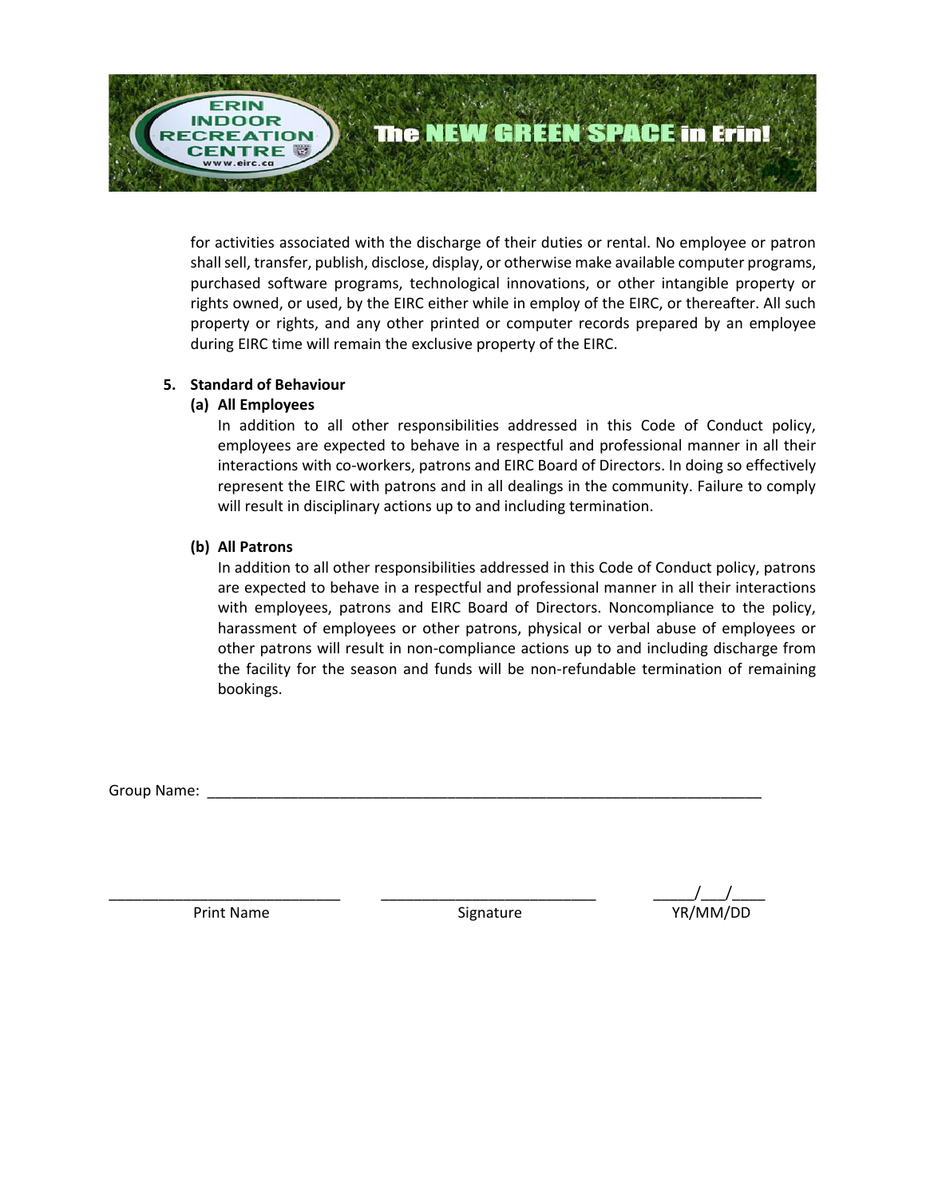for activities associated with the discharge of their duties or rental. No employee or patron shall sell, transfer, publish, disclose, display, or otherwise make available computer programs, purchased software programs, technological innovations, or other intangible property or rights owned, or used, by the EIRC either while in employ of the EIRC, or thereafter. All such property or rights, and any other printed or computer records prepared by an employee during EIRC time will remain the exclusive property of the EIRC.

**5. Standard of Behaviour**

**(a) All Employees**

In addition to all other responsibilities addressed in this Code of Conduct policy, employees are expected to behave in a respectful and professional manner in all their interactions with co-workers, patrons and EIRC Board of Directors. In doing so effectively represent the EIRC with patrons and in all dealings in the community. Failure to comply will result in disciplinary actions up to and including termination.

**(b) All Patrons**

In addition to all other responsibilities addressed in this Code of Conduct policy, patrons are expected to behave in a respectful and professional manner in all their interactions with employees, patrons and EIRC Board of Directors. Noncompliance to the policy, harassment of employees or other patrons, physical or verbal abuse of employees or other patrons will result in non-compliance actions up to and including discharge from the facility for the season and funds will be non-refundable termination of remaining bookings.

Group Name: ______________________________________________________________________

____________________________ ____________________________ _____/___/____

Print Name Signature YR/MM/DD